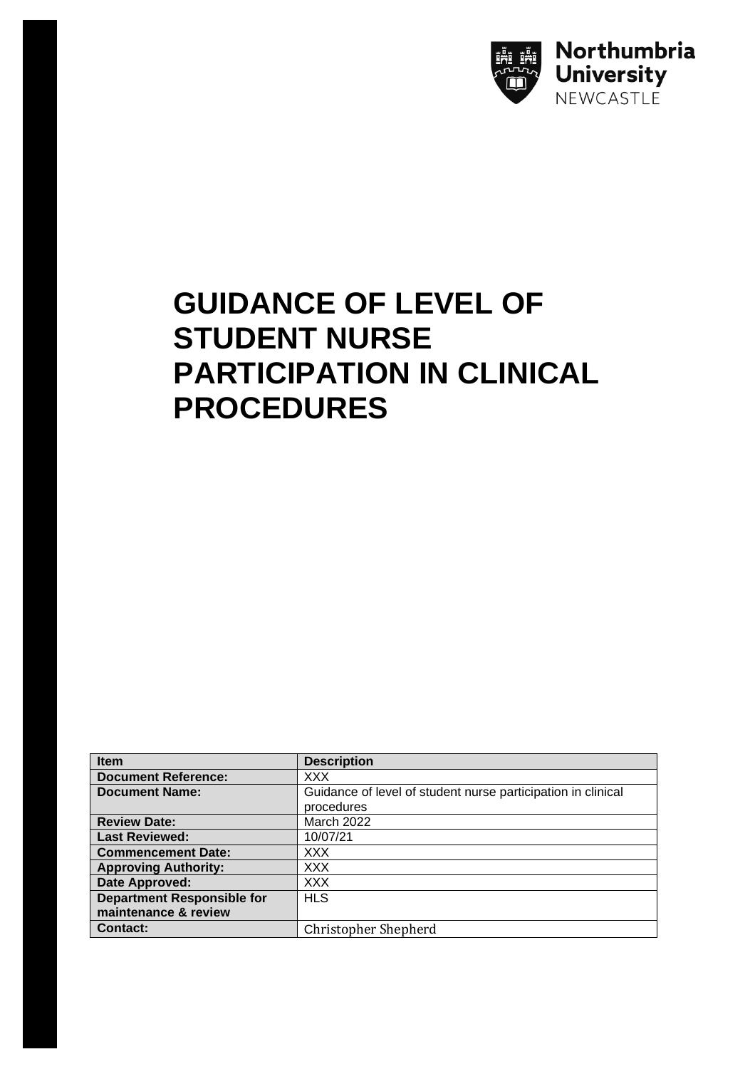Northumbria University NEWCASTLE

# GUIDANCE OF LEVEL OF STUDENT NURSE PARTICIPATION IN CLINICAL PROCEDURES

| Item | Description |
|---|---|
| **Document Reference:** | XXX |
| **Document Name:** | Guidance of level of student nurse participation in clinical procedures |
| **Review Date:** | March 2022 |
| **Last Reviewed:** | 10/07/21 |
| **Commencement Date:** | XXX |
| **Approving Authority:** | XXX |
| **Date Approved:** | XXX |
| **Department Responsible for maintenance & review** | HLS |
| **Contact:** | Christopher Shepherd |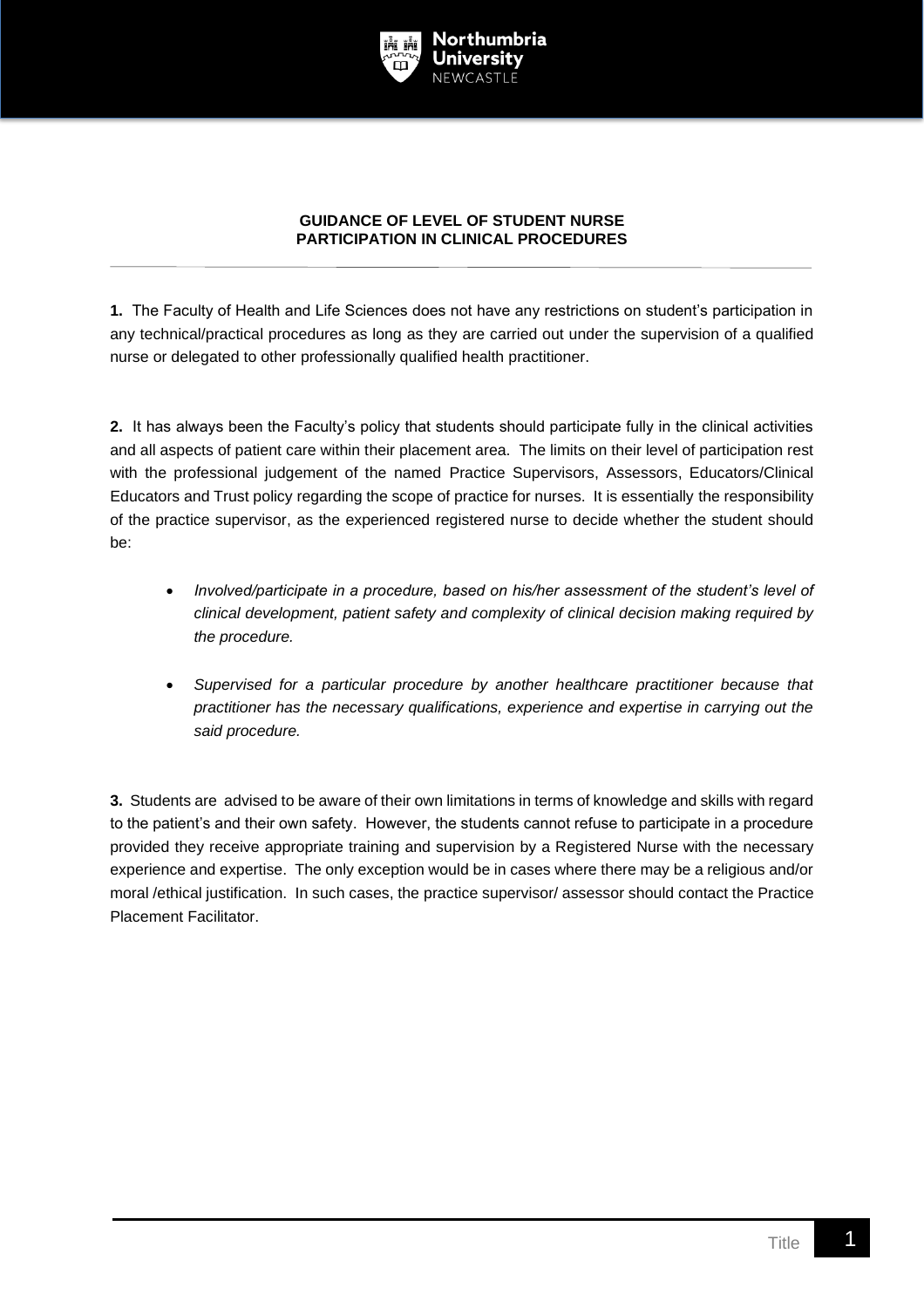**GUIDANCE OF LEVEL OF STUDENT NURSE PARTICIPATION IN CLINICAL PROCEDURES**

**1.** The Faculty of Health and Life Sciences does not have any restrictions on student's participation in any technical/practical procedures as long as they are carried out under the supervision of a qualified nurse or delegated to other professionally qualified health practitioner.

**2.** It has always been the Faculty's policy that students should participate fully in the clinical activities and all aspects of patient care within their placement area. The limits on their level of participation rest with the professional judgement of the named Practice Supervisors, Assessors, Educators/Clinical Educators and Trust policy regarding the scope of practice for nurses. It is essentially the responsibility of the practice supervisor, as the experienced registered nurse to decide whether the student should be:

- *Involved/participate in a procedure, based on his/her assessment of the student's level of clinical development, patient safety and complexity of clinical decision making required by the procedure.*
- *Supervised for a particular procedure by another healthcare practitioner because that practitioner has the necessary qualifications, experience and expertise in carrying out the said procedure.*

**3.** Students are advised to be aware of their own limitations in terms of knowledge and skills with regard to the patient's and their own safety. However, the students cannot refuse to participate in a procedure provided they receive appropriate training and supervision by a Registered Nurse with the necessary experience and expertise. The only exception would be in cases where there may be a religious and/or moral /ethical justification. In such cases, the practice supervisor/ assessor should contact the Practice Placement Facilitator.